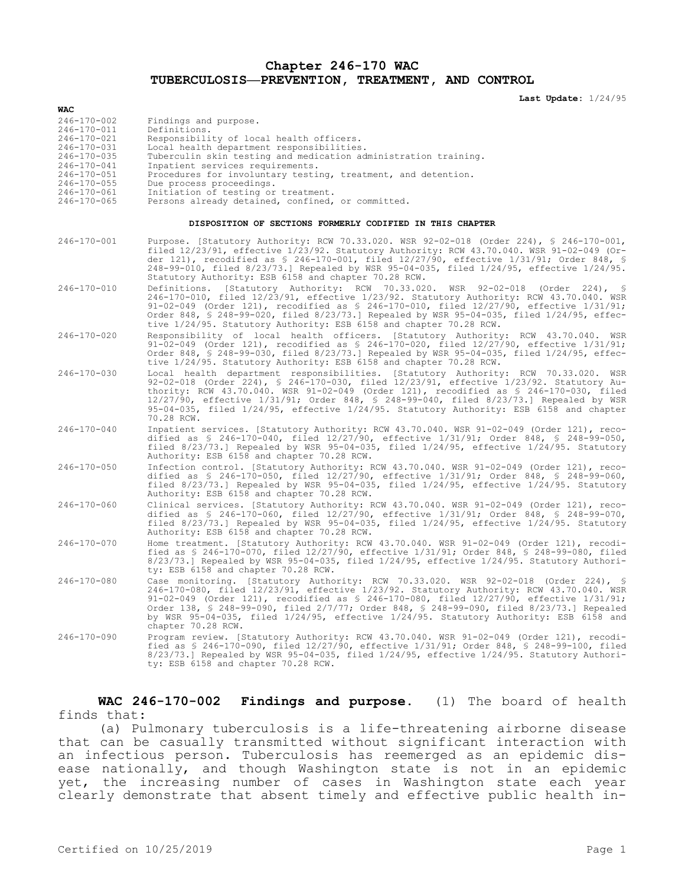# Chapter 246-170 WAC
# TUBERCULOSIS—PREVENTION, TREATMENT, AND CONTROL

**Last Update:** 1/24/95

| WAC | |
|---|---|
| 246-170-002 | Findings and purpose. |
| 246-170-011 | Definitions. |
| 246-170-021 | Responsibility of local health officers. |
| 246-170-031 | Local health department responsibilities. |
| 246-170-035 | Tuberculin skin testing and medication administration training. |
| 246-170-041 | Inpatient services requirements. |
| 246-170-051 | Procedures for involuntary testing, treatment, and detention. |
| 246-170-055 | Due process proceedings. |
| 246-170-061 | Initiation of testing or treatment. |
| 246-170-065 | Persons already detained, confined, or committed. |

**DISPOSITION OF SECTIONS FORMERLY CODIFIED IN THIS CHAPTER**

| | |
|---|---|
| 246-170-001 | Purpose. [Statutory Authority: RCW 70.33.020. WSR 92-02-018 (Order 224), § 246-170-001, filed 12/23/91, effective 1/23/92. Statutory Authority: RCW 43.70.040. WSR 91-02-049 (Order 121), recodified as § 246-170-001, filed 12/27/90, effective 1/31/91; Order 848, § 248-99-010, filed 8/23/73.] Repealed by WSR 95-04-035, filed 1/24/95, effective 1/24/95. Statutory Authority: ESB 6158 and chapter 70.28 RCW. |
| 246-170-010 | Definitions. [Statutory Authority: RCW 70.33.020. WSR 92-02-018 (Order 224), § 246-170-010, filed 12/23/91, effective 1/23/92. Statutory Authority: RCW 43.70.040. WSR 91-02-049 (Order 121), recodified as § 246-170-010, filed 12/27/90, effective 1/31/91; Order 848, § 248-99-020, filed 8/23/73.] Repealed by WSR 95-04-035, filed 1/24/95, effective 1/24/95. Statutory Authority: ESB 6158 and chapter 70.28 RCW. |
| 246-170-020 | Responsibility of local health officers. [Statutory Authority: RCW 43.70.040. WSR 91-02-049 (Order 121), recodified as § 246-170-020, filed 12/27/90, effective 1/31/91; Order 848, § 248-99-030, filed 8/23/73.] Repealed by WSR 95-04-035, filed 1/24/95, effective 1/24/95. Statutory Authority: ESB 6158 and chapter 70.28 RCW. |
| 246-170-030 | Local health department responsibilities. [Statutory Authority: RCW 70.33.020. WSR 92-02-018 (Order 224), § 246-170-030, filed 12/23/91, effective 1/23/92. Statutory Authority: RCW 43.70.040. WSR 91-02-049 (Order 121), recodified as § 246-170-030, filed 12/27/90, effective 1/31/91; Order 848, § 248-99-040, filed 8/23/73.] Repealed by WSR 95-04-035, filed 1/24/95, effective 1/24/95. Statutory Authority: ESB 6158 and chapter 70.28 RCW. |
| 246-170-040 | Inpatient services. [Statutory Authority: RCW 43.70.040. WSR 91-02-049 (Order 121), recodified as § 246-170-040, filed 12/27/90, effective 1/31/91; Order 848, § 248-99-050, filed 8/23/73.] Repealed by WSR 95-04-035, filed 1/24/95, effective 1/24/95. Statutory Authority: ESB 6158 and chapter 70.28 RCW. |
| 246-170-050 | Infection control. [Statutory Authority: RCW 43.70.040. WSR 91-02-049 (Order 121), recodified as § 246-170-050, filed 12/27/90, effective 1/31/91; Order 848, § 248-99-060, filed 8/23/73.] Repealed by WSR 95-04-035, filed 1/24/95, effective 1/24/95. Statutory Authority: ESB 6158 and chapter 70.28 RCW. |
| 246-170-060 | Clinical services. [Statutory Authority: RCW 43.70.040. WSR 91-02-049 (Order 121), recodified as § 246-170-060, filed 12/27/90, effective 1/31/91; Order 848, § 248-99-070, filed 8/23/73.] Repealed by WSR 95-04-035, filed 1/24/95, effective 1/24/95. Statutory Authority: ESB 6158 and chapter 70.28 RCW. |
| 246-170-070 | Home treatment. [Statutory Authority: RCW 43.70.040. WSR 91-02-049 (Order 121), recodified as § 246-170-070, filed 12/27/90, effective 1/31/91; Order 848, § 248-99-080, filed 8/23/73.] Repealed by WSR 95-04-035, filed 1/24/95, effective 1/24/95. Statutory Authority: ESB 6158 and chapter 70.28 RCW. |
| 246-170-080 | Case monitoring. [Statutory Authority: RCW 70.33.020. WSR 92-02-018 (Order 224), § 246-170-080, filed 12/23/91, effective 1/23/92. Statutory Authority: RCW 43.70.040. WSR 91-02-049 (Order 121), recodified as § 246-170-080, filed 12/27/90, effective 1/31/91; Order 138, § 248-99-090, filed 2/7/77; Order 848, § 248-99-090, filed 8/23/73.] Repealed by WSR 95-04-035, filed 1/24/95, effective 1/24/95. Statutory Authority: ESB 6158 and chapter 70.28 RCW. |
| 246-170-090 | Program review. [Statutory Authority: RCW 43.70.040. WSR 91-02-049 (Order 121), recodified as § 246-170-090, filed 12/27/90, effective 1/31/91; Order 848, § 248-99-100, filed 8/23/73.] Repealed by WSR 95-04-035, filed 1/24/95, effective 1/24/95. Statutory Authority: ESB 6158 and chapter 70.28 RCW. |

**WAC 246-170-002 Findings and purpose.** (1) The board of health finds that:

(a) Pulmonary tuberculosis is a life-threatening airborne disease that can be casually transmitted without significant interaction with an infectious person. Tuberculosis has reemerged as an epidemic disease nationally, and though Washington state is not in an epidemic yet, the increasing number of cases in Washington state each year clearly demonstrate that absent timely and effective public health in-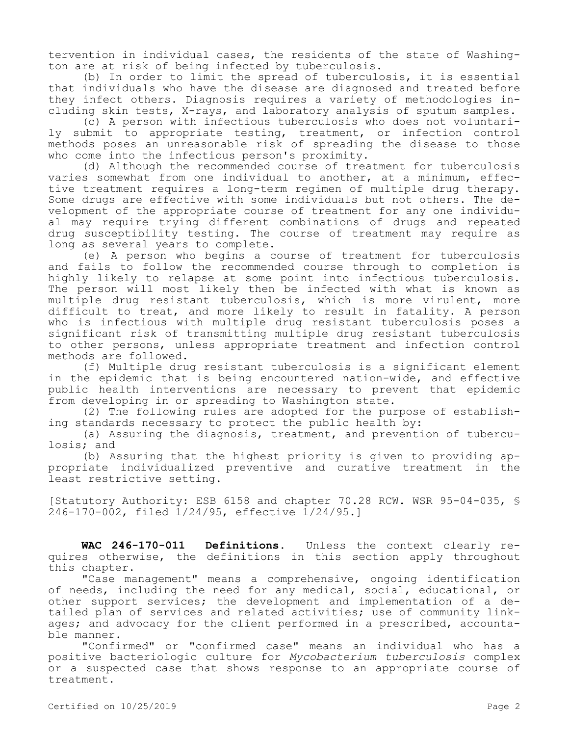tervention in individual cases, the residents of the state of Washington are at risk of being infected by tuberculosis.

(b) In order to limit the spread of tuberculosis, it is essential that individuals who have the disease are diagnosed and treated before they infect others. Diagnosis requires a variety of methodologies including skin tests, X-rays, and laboratory analysis of sputum samples.

(c) A person with infectious tuberculosis who does not voluntarily submit to appropriate testing, treatment, or infection control methods poses an unreasonable risk of spreading the disease to those who come into the infectious person's proximity.

(d) Although the recommended course of treatment for tuberculosis varies somewhat from one individual to another, at a minimum, effective treatment requires a long-term regimen of multiple drug therapy. Some drugs are effective with some individuals but not others. The development of the appropriate course of treatment for any one individual may require trying different combinations of drugs and repeated drug susceptibility testing. The course of treatment may require as long as several years to complete.

(e) A person who begins a course of treatment for tuberculosis and fails to follow the recommended course through to completion is highly likely to relapse at some point into infectious tuberculosis. The person will most likely then be infected with what is known as multiple drug resistant tuberculosis, which is more virulent, more difficult to treat, and more likely to result in fatality. A person who is infectious with multiple drug resistant tuberculosis poses a significant risk of transmitting multiple drug resistant tuberculosis to other persons, unless appropriate treatment and infection control methods are followed.

(f) Multiple drug resistant tuberculosis is a significant element in the epidemic that is being encountered nation-wide, and effective public health interventions are necessary to prevent that epidemic from developing in or spreading to Washington state.

(2) The following rules are adopted for the purpose of establishing standards necessary to protect the public health by:

(a) Assuring the diagnosis, treatment, and prevention of tuberculosis; and

(b) Assuring that the highest priority is given to providing appropriate individualized preventive and curative treatment in the least restrictive setting.

[Statutory Authority: ESB 6158 and chapter 70.28 RCW. WSR 95-04-035, § 246-170-002, filed 1/24/95, effective 1/24/95.]

**WAC 246-170-011 Definitions.** Unless the context clearly requires otherwise, the definitions in this section apply throughout this chapter.

"Case management" means a comprehensive, ongoing identification of needs, including the need for any medical, social, educational, or other support services; the development and implementation of a detailed plan of services and related activities; use of community linkages; and advocacy for the client performed in a prescribed, accountable manner.

"Confirmed" or "confirmed case" means an individual who has a positive bacteriologic culture for *Mycobacterium tuberculosis* complex or a suspected case that shows response to an appropriate course of treatment.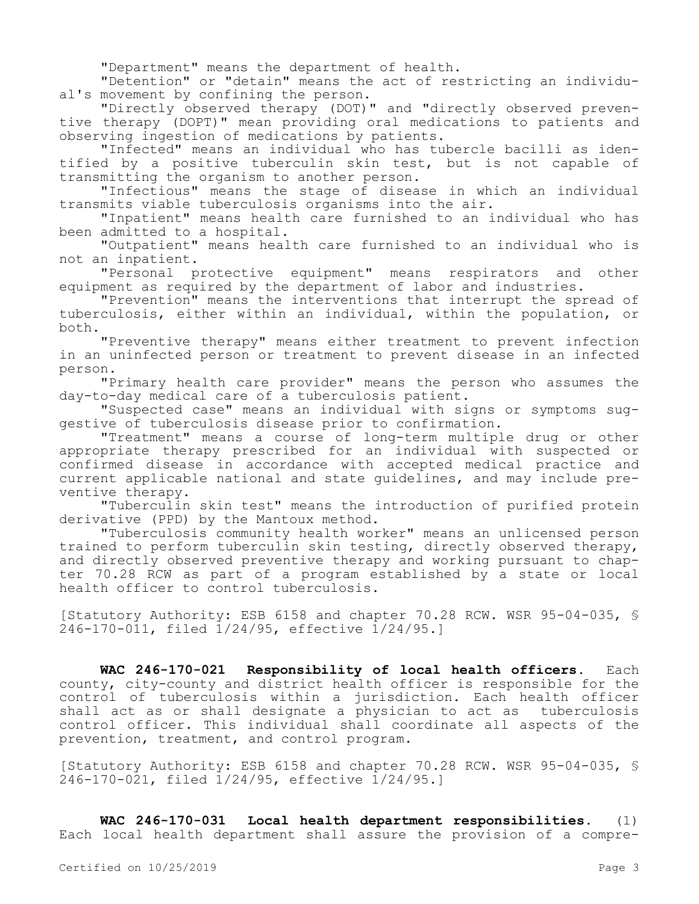"Department" means the department of health.

"Detention" or "detain" means the act of restricting an individual's movement by confining the person.

"Directly observed therapy (DOT)" and "directly observed preventive therapy (DOPT)" mean providing oral medications to patients and observing ingestion of medications by patients.

"Infected" means an individual who has tubercle bacilli as identified by a positive tuberculin skin test, but is not capable of transmitting the organism to another person.

"Infectious" means the stage of disease in which an individual transmits viable tuberculosis organisms into the air.

"Inpatient" means health care furnished to an individual who has been admitted to a hospital.

"Outpatient" means health care furnished to an individual who is not an inpatient.

"Personal protective equipment" means respirators and other equipment as required by the department of labor and industries.

"Prevention" means the interventions that interrupt the spread of tuberculosis, either within an individual, within the population, or both.

"Preventive therapy" means either treatment to prevent infection in an uninfected person or treatment to prevent disease in an infected person.

"Primary health care provider" means the person who assumes the day-to-day medical care of a tuberculosis patient.

"Suspected case" means an individual with signs or symptoms suggestive of tuberculosis disease prior to confirmation.

"Treatment" means a course of long-term multiple drug or other appropriate therapy prescribed for an individual with suspected or confirmed disease in accordance with accepted medical practice and current applicable national and state guidelines, and may include preventive therapy.

"Tuberculin skin test" means the introduction of purified protein derivative (PPD) by the Mantoux method.

"Tuberculosis community health worker" means an unlicensed person trained to perform tuberculin skin testing, directly observed therapy, and directly observed preventive therapy and working pursuant to chapter 70.28 RCW as part of a program established by a state or local health officer to control tuberculosis.

[Statutory Authority: ESB 6158 and chapter 70.28 RCW. WSR 95-04-035, § 246-170-011, filed 1/24/95, effective 1/24/95.]

**WAC 246-170-021 Responsibility of local health officers.** Each county, city-county and district health officer is responsible for the control of tuberculosis within a jurisdiction. Each health officer shall act as or shall designate a physician to act as tuberculosis control officer. This individual shall coordinate all aspects of the prevention, treatment, and control program.

[Statutory Authority: ESB 6158 and chapter 70.28 RCW. WSR 95-04-035, § 246-170-021, filed 1/24/95, effective 1/24/95.]

**WAC 246-170-031 Local health department responsibilities.** (1) Each local health department shall assure the provision of a compre-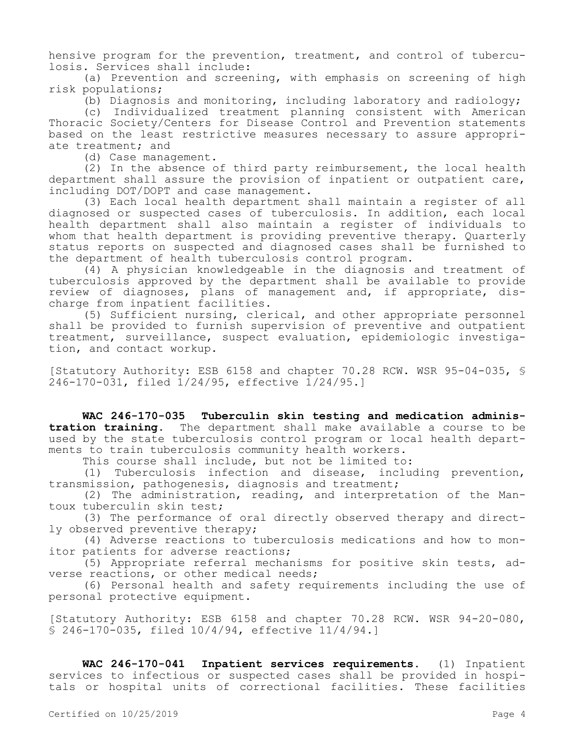hensive program for the prevention, treatment, and control of tuberculosis. Services shall include:

(a) Prevention and screening, with emphasis on screening of high risk populations;

(b) Diagnosis and monitoring, including laboratory and radiology;

(c) Individualized treatment planning consistent with American Thoracic Society/Centers for Disease Control and Prevention statements based on the least restrictive measures necessary to assure appropriate treatment; and

(d) Case management.

(2) In the absence of third party reimbursement, the local health department shall assure the provision of inpatient or outpatient care, including DOT/DOPT and case management.

(3) Each local health department shall maintain a register of all diagnosed or suspected cases of tuberculosis. In addition, each local health department shall also maintain a register of individuals to whom that health department is providing preventive therapy. Quarterly status reports on suspected and diagnosed cases shall be furnished to the department of health tuberculosis control program.

(4) A physician knowledgeable in the diagnosis and treatment of tuberculosis approved by the department shall be available to provide review of diagnoses, plans of management and, if appropriate, discharge from inpatient facilities.

(5) Sufficient nursing, clerical, and other appropriate personnel shall be provided to furnish supervision of preventive and outpatient treatment, surveillance, suspect evaluation, epidemiologic investigation, and contact workup.

[Statutory Authority: ESB 6158 and chapter 70.28 RCW. WSR 95-04-035, § 246-170-031, filed 1/24/95, effective 1/24/95.]

**WAC 246-170-035 Tuberculin skin testing and medication administration training.** The department shall make available a course to be used by the state tuberculosis control program or local health departments to train tuberculosis community health workers.

This course shall include, but not be limited to:

(1) Tuberculosis infection and disease, including prevention, transmission, pathogenesis, diagnosis and treatment;

(2) The administration, reading, and interpretation of the Mantoux tuberculin skin test;

(3) The performance of oral directly observed therapy and directly observed preventive therapy;

(4) Adverse reactions to tuberculosis medications and how to monitor patients for adverse reactions;

(5) Appropriate referral mechanisms for positive skin tests, adverse reactions, or other medical needs;

(6) Personal health and safety requirements including the use of personal protective equipment.

[Statutory Authority: ESB 6158 and chapter 70.28 RCW. WSR 94-20-080, § 246-170-035, filed 10/4/94, effective 11/4/94.]

**WAC 246-170-041 Inpatient services requirements.** (1) Inpatient services to infectious or suspected cases shall be provided in hospitals or hospital units of correctional facilities. These facilities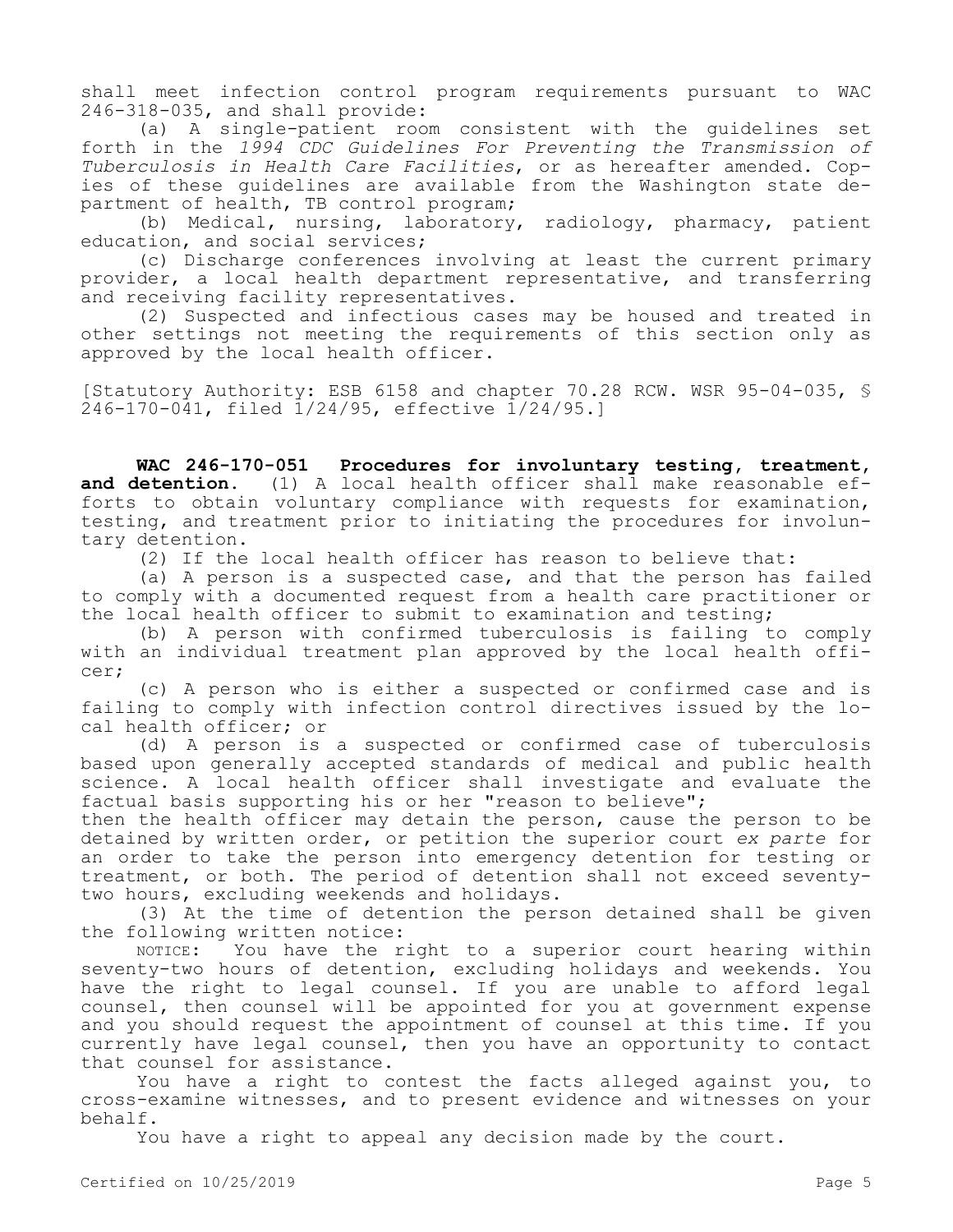shall meet infection control program requirements pursuant to WAC 246-318-035, and shall provide:

(a) A single-patient room consistent with the guidelines set forth in the *1994 CDC Guidelines For Preventing the Transmission of Tuberculosis in Health Care Facilities*, or as hereafter amended. Copies of these guidelines are available from the Washington state department of health, TB control program;

(b) Medical, nursing, laboratory, radiology, pharmacy, patient education, and social services;

(c) Discharge conferences involving at least the current primary provider, a local health department representative, and transferring and receiving facility representatives.

(2) Suspected and infectious cases may be housed and treated in other settings not meeting the requirements of this section only as approved by the local health officer.

[Statutory Authority: ESB 6158 and chapter 70.28 RCW. WSR 95-04-035, § 246-170-041, filed 1/24/95, effective 1/24/95.]

**WAC 246-170-051 Procedures for involuntary testing, treatment, and detention.** (1) A local health officer shall make reasonable efforts to obtain voluntary compliance with requests for examination, testing, and treatment prior to initiating the procedures for involuntary detention.

(2) If the local health officer has reason to believe that:

(a) A person is a suspected case, and that the person has failed to comply with a documented request from a health care practitioner or the local health officer to submit to examination and testing;

(b) A person with confirmed tuberculosis is failing to comply with an individual treatment plan approved by the local health officer;

(c) A person who is either a suspected or confirmed case and is failing to comply with infection control directives issued by the local health officer; or

(d) A person is a suspected or confirmed case of tuberculosis based upon generally accepted standards of medical and public health science. A local health officer shall investigate and evaluate the factual basis supporting his or her "reason to believe";

then the health officer may detain the person, cause the person to be detained by written order, or petition the superior court *ex parte* for an order to take the person into emergency detention for testing or treatment, or both. The period of detention shall not exceed seventy-two hours, excluding weekends and holidays.

(3) At the time of detention the person detained shall be given the following written notice:

NOTICE: You have the right to a superior court hearing within seventy-two hours of detention, excluding holidays and weekends. You have the right to legal counsel. If you are unable to afford legal counsel, then counsel will be appointed for you at government expense and you should request the appointment of counsel at this time. If you currently have legal counsel, then you have an opportunity to contact that counsel for assistance.

You have a right to contest the facts alleged against you, to cross-examine witnesses, and to present evidence and witnesses on your behalf.

You have a right to appeal any decision made by the court.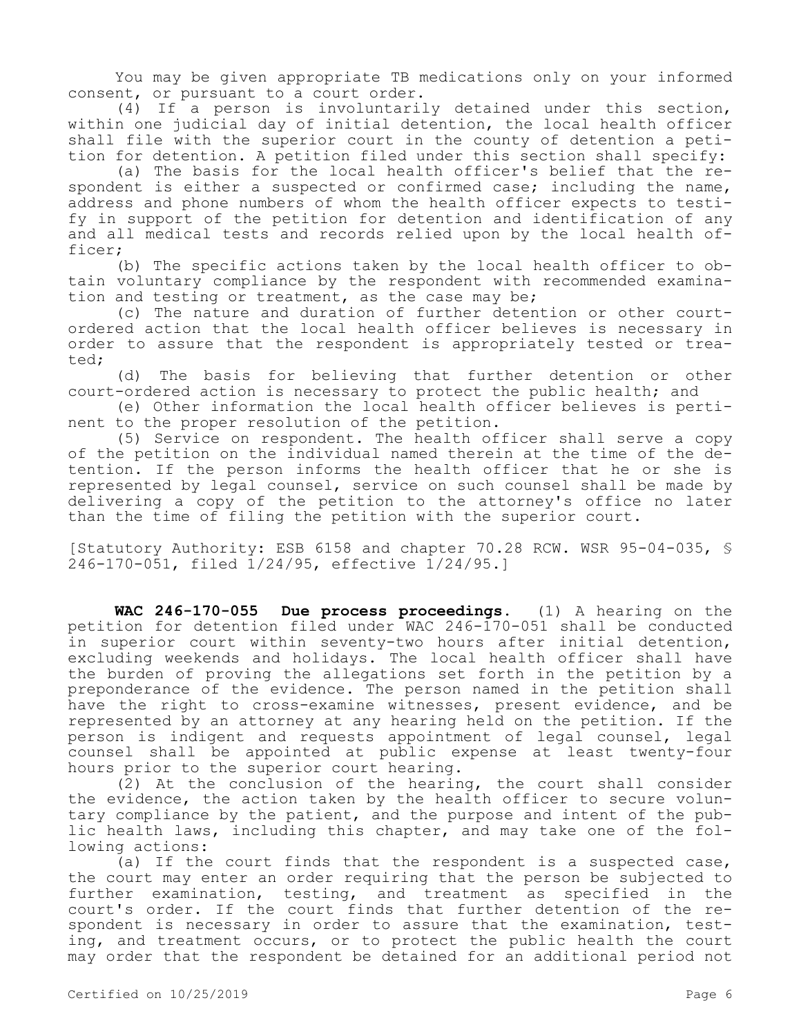You may be given appropriate TB medications only on your informed consent, or pursuant to a court order.

(4) If a person is involuntarily detained under this section, within one judicial day of initial detention, the local health officer shall file with the superior court in the county of detention a petition for detention. A petition filed under this section shall specify:

(a) The basis for the local health officer's belief that the respondent is either a suspected or confirmed case; including the name, address and phone numbers of whom the health officer expects to testify in support of the petition for detention and identification of any and all medical tests and records relied upon by the local health officer;

(b) The specific actions taken by the local health officer to obtain voluntary compliance by the respondent with recommended examination and testing or treatment, as the case may be;

(c) The nature and duration of further detention or other court-ordered action that the local health officer believes is necessary in order to assure that the respondent is appropriately tested or treated;

(d) The basis for believing that further detention or other court-ordered action is necessary to protect the public health; and

(e) Other information the local health officer believes is pertinent to the proper resolution of the petition.

(5) Service on respondent. The health officer shall serve a copy of the petition on the individual named therein at the time of the detention. If the person informs the health officer that he or she is represented by legal counsel, service on such counsel shall be made by delivering a copy of the petition to the attorney's office no later than the time of filing the petition with the superior court.

[Statutory Authority: ESB 6158 and chapter 70.28 RCW. WSR 95-04-035, § 246-170-051, filed 1/24/95, effective 1/24/95.]

**WAC 246-170-055 Due process proceedings.** (1) A hearing on the petition for detention filed under WAC 246-170-051 shall be conducted in superior court within seventy-two hours after initial detention, excluding weekends and holidays. The local health officer shall have the burden of proving the allegations set forth in the petition by a preponderance of the evidence. The person named in the petition shall have the right to cross-examine witnesses, present evidence, and be represented by an attorney at any hearing held on the petition. If the person is indigent and requests appointment of legal counsel, legal counsel shall be appointed at public expense at least twenty-four hours prior to the superior court hearing.

(2) At the conclusion of the hearing, the court shall consider the evidence, the action taken by the health officer to secure voluntary compliance by the patient, and the purpose and intent of the public health laws, including this chapter, and may take one of the following actions:

(a) If the court finds that the respondent is a suspected case, the court may enter an order requiring that the person be subjected to further examination, testing, and treatment as specified in the court's order. If the court finds that further detention of the respondent is necessary in order to assure that the examination, testing, and treatment occurs, or to protect the public health the court may order that the respondent be detained for an additional period not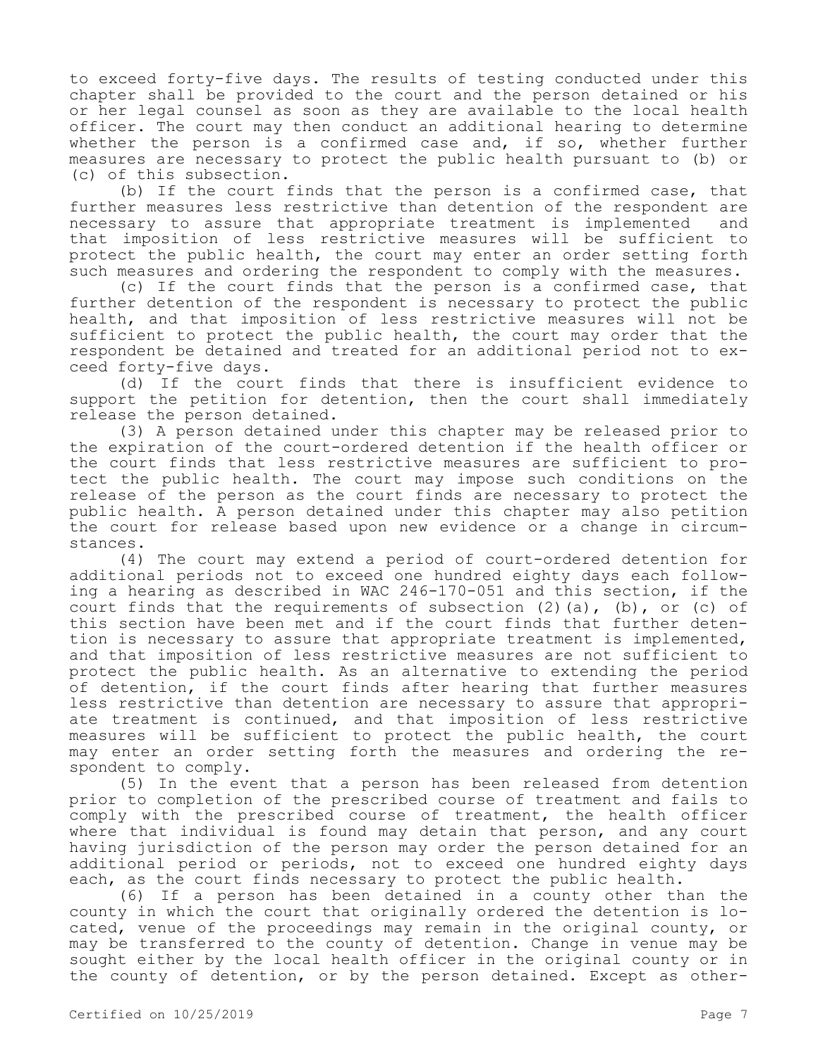to exceed forty-five days. The results of testing conducted under this chapter shall be provided to the court and the person detained or his or her legal counsel as soon as they are available to the local health officer. The court may then conduct an additional hearing to determine whether the person is a confirmed case and, if so, whether further measures are necessary to protect the public health pursuant to (b) or (c) of this subsection.

(b) If the court finds that the person is a confirmed case, that further measures less restrictive than detention of the respondent are necessary to assure that appropriate treatment is implemented and that imposition of less restrictive measures will be sufficient to protect the public health, the court may enter an order setting forth such measures and ordering the respondent to comply with the measures.

(c) If the court finds that the person is a confirmed case, that further detention of the respondent is necessary to protect the public health, and that imposition of less restrictive measures will not be sufficient to protect the public health, the court may order that the respondent be detained and treated for an additional period not to exceed forty-five days.

(d) If the court finds that there is insufficient evidence to support the petition for detention, then the court shall immediately release the person detained.

(3) A person detained under this chapter may be released prior to the expiration of the court-ordered detention if the health officer or the court finds that less restrictive measures are sufficient to protect the public health. The court may impose such conditions on the release of the person as the court finds are necessary to protect the public health. A person detained under this chapter may also petition the court for release based upon new evidence or a change in circumstances.

(4) The court may extend a period of court-ordered detention for additional periods not to exceed one hundred eighty days each following a hearing as described in WAC 246-170-051 and this section, if the court finds that the requirements of subsection (2)(a), (b), or (c) of this section have been met and if the court finds that further detention is necessary to assure that appropriate treatment is implemented, and that imposition of less restrictive measures are not sufficient to protect the public health. As an alternative to extending the period of detention, if the court finds after hearing that further measures less restrictive than detention are necessary to assure that appropriate treatment is continued, and that imposition of less restrictive measures will be sufficient to protect the public health, the court may enter an order setting forth the measures and ordering the respondent to comply.

(5) In the event that a person has been released from detention prior to completion of the prescribed course of treatment and fails to comply with the prescribed course of treatment, the health officer where that individual is found may detain that person, and any court having jurisdiction of the person may order the person detained for an additional period or periods, not to exceed one hundred eighty days each, as the court finds necessary to protect the public health.

(6) If a person has been detained in a county other than the county in which the court that originally ordered the detention is located, venue of the proceedings may remain in the original county, or may be transferred to the county of detention. Change in venue may be sought either by the local health officer in the original county or in the county of detention, or by the person detained. Except as other-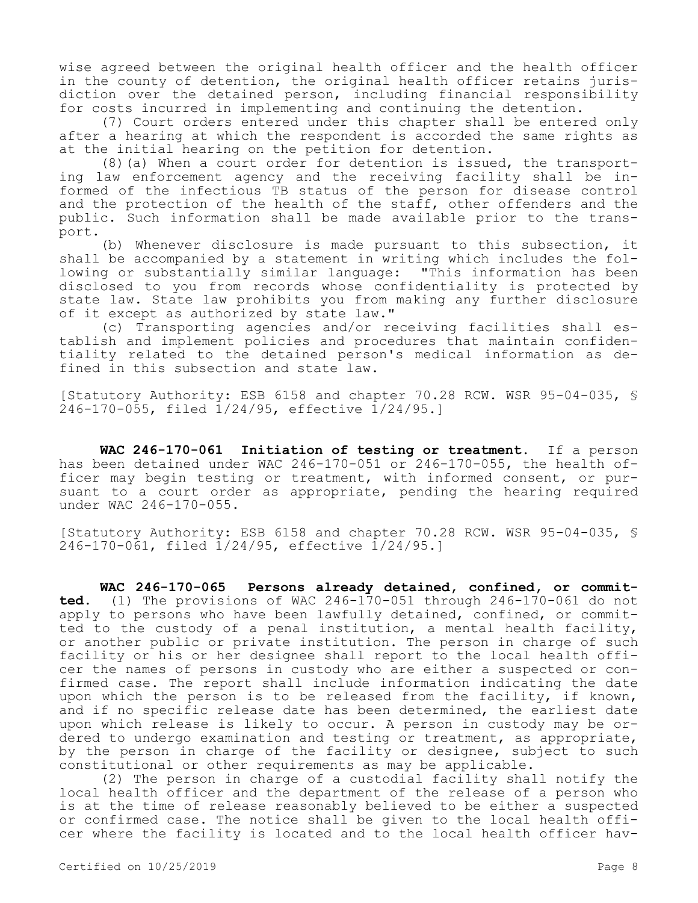wise agreed between the original health officer and the health officer in the county of detention, the original health officer retains jurisdiction over the detained person, including financial responsibility for costs incurred in implementing and continuing the detention.

(7) Court orders entered under this chapter shall be entered only after a hearing at which the respondent is accorded the same rights as at the initial hearing on the petition for detention.

(8)(a) When a court order for detention is issued, the transporting law enforcement agency and the receiving facility shall be informed of the infectious TB status of the person for disease control and the protection of the health of the staff, other offenders and the public. Such information shall be made available prior to the transport.

(b) Whenever disclosure is made pursuant to this subsection, it shall be accompanied by a statement in writing which includes the following or substantially similar language: "This information has been disclosed to you from records whose confidentiality is protected by state law. State law prohibits you from making any further disclosure of it except as authorized by state law."

(c) Transporting agencies and/or receiving facilities shall establish and implement policies and procedures that maintain confidentiality related to the detained person's medical information as defined in this subsection and state law.

[Statutory Authority: ESB 6158 and chapter 70.28 RCW. WSR 95-04-035, § 246-170-055, filed 1/24/95, effective 1/24/95.]

**WAC 246-170-061 Initiation of testing or treatment.** If a person has been detained under WAC 246-170-051 or 246-170-055, the health officer may begin testing or treatment, with informed consent, or pursuant to a court order as appropriate, pending the hearing required under WAC 246-170-055.

[Statutory Authority: ESB 6158 and chapter 70.28 RCW. WSR 95-04-035, § 246-170-061, filed 1/24/95, effective 1/24/95.]

**WAC 246-170-065 Persons already detained, confined, or committed.** (1) The provisions of WAC 246-170-051 through 246-170-061 do not apply to persons who have been lawfully detained, confined, or committed to the custody of a penal institution, a mental health facility, or another public or private institution. The person in charge of such facility or his or her designee shall report to the local health officer the names of persons in custody who are either a suspected or confirmed case. The report shall include information indicating the date upon which the person is to be released from the facility, if known, and if no specific release date has been determined, the earliest date upon which release is likely to occur. A person in custody may be ordered to undergo examination and testing or treatment, as appropriate, by the person in charge of the facility or designee, subject to such constitutional or other requirements as may be applicable.

(2) The person in charge of a custodial facility shall notify the local health officer and the department of the release of a person who is at the time of release reasonably believed to be either a suspected or confirmed case. The notice shall be given to the local health officer where the facility is located and to the local health officer hav-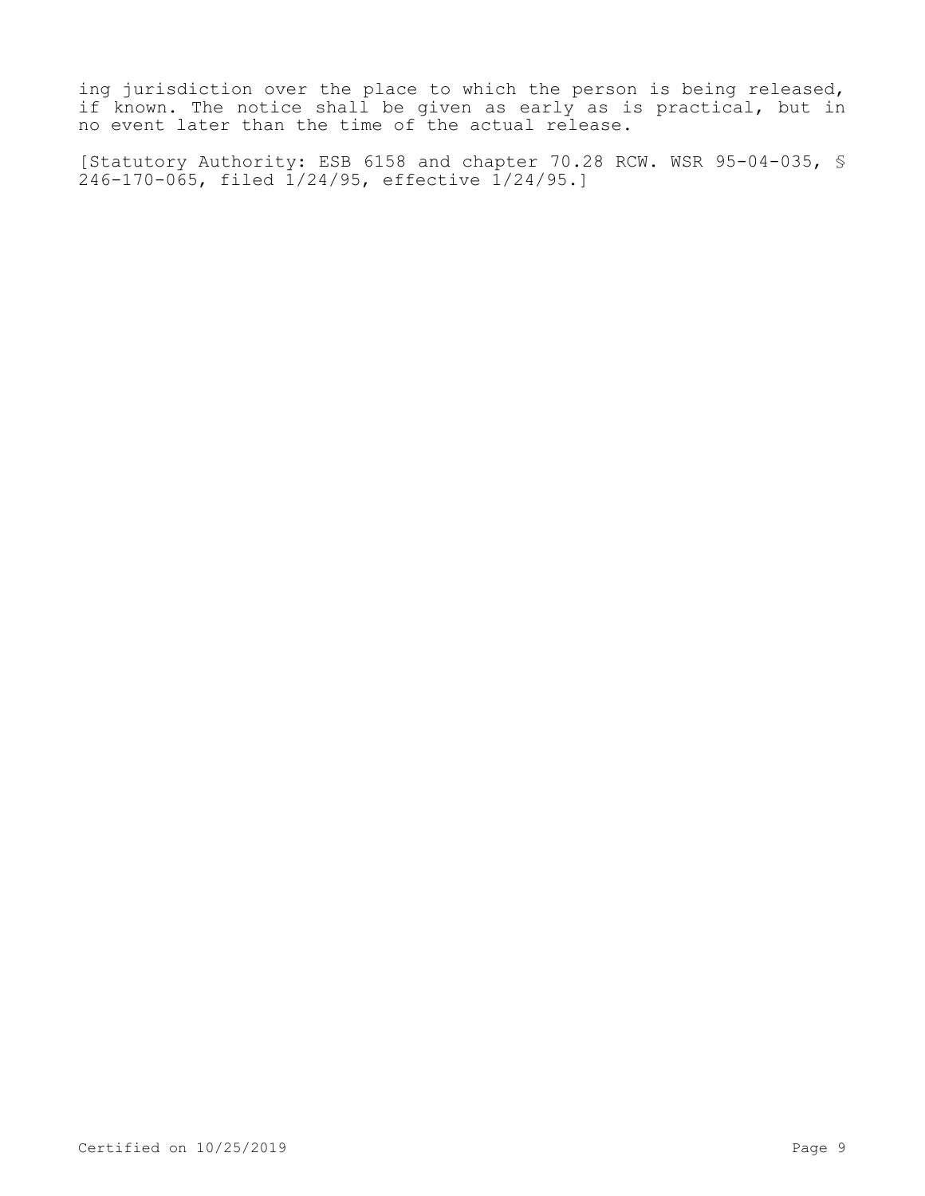ing jurisdiction over the place to which the person is being released, if known. The notice shall be given as early as is practical, but in no event later than the time of the actual release.

[Statutory Authority: ESB 6158 and chapter 70.28 RCW. WSR 95-04-035, § 246-170-065, filed 1/24/95, effective 1/24/95.]